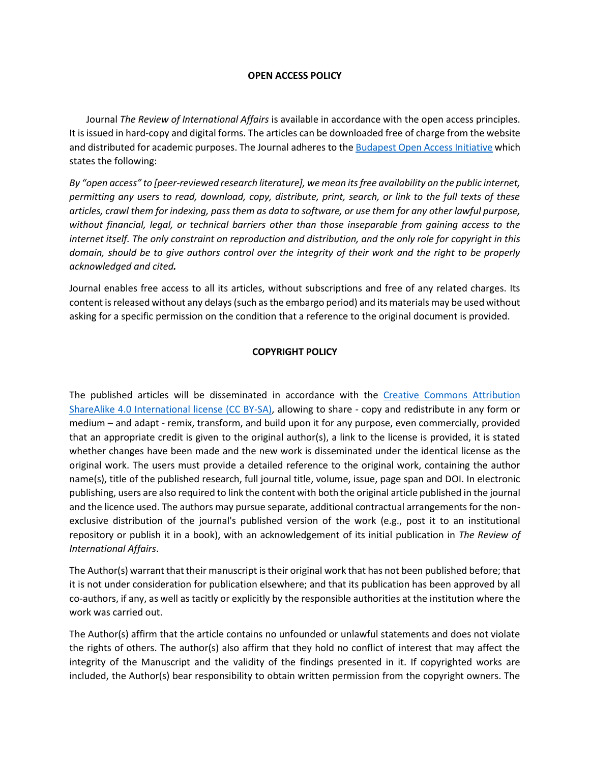## OPEN ACCESS POLICY

Journal *The Review of International Affairs* is available in accordance with the open access principles. It is issued in hard-copy and digital forms. The articles can be downloaded free of charge from the website and distributed for academic purposes. The Journal adheres to the [Budapest Open Access Initiative]() which states the following:

*By "open access" to [peer-reviewed research literature], we mean its free availability on the public internet, permitting any users to read, download, copy, distribute, print, search, or link to the full texts of these articles, crawl them for indexing, pass them as data to software, or use them for any other lawful purpose, without financial, legal, or technical barriers other than those inseparable from gaining access to the internet itself. The only constraint on reproduction and distribution, and the only role for copyright in this domain, should be to give authors control over the integrity of their work and the right to be properly acknowledged and cited.*

Journal enables free access to all its articles, without subscriptions and free of any related charges. Its content is released without any delays (such as the embargo period) and its materials may be used without asking for a specific permission on the condition that a reference to the original document is provided.

## COPYRIGHT POLICY

The published articles will be disseminated in accordance with the [Creative Commons Attribution ShareAlike 4.0 International license (CC BY-SA)](), allowing to share - copy and redistribute in any form or medium – and adapt - remix, transform, and build upon it for any purpose, even commercially, provided that an appropriate credit is given to the original author(s), a link to the license is provided, it is stated whether changes have been made and the new work is disseminated under the identical license as the original work. The users must provide a detailed reference to the original work, containing the author name(s), title of the published research, full journal title, volume, issue, page span and DOI. In electronic publishing, users are also required to link the content with both the original article published in the journal and the licence used. The authors may pursue separate, additional contractual arrangements for the non-exclusive distribution of the journal's published version of the work (e.g., post it to an institutional repository or publish it in a book), with an acknowledgement of its initial publication in *The Review of International Affairs*.

The Author(s) warrant that their manuscript is their original work that has not been published before; that it is not under consideration for publication elsewhere; and that its publication has been approved by all co-authors, if any, as well as tacitly or explicitly by the responsible authorities at the institution where the work was carried out.

The Author(s) affirm that the article contains no unfounded or unlawful statements and does not violate the rights of others. The author(s) also affirm that they hold no conflict of interest that may affect the integrity of the Manuscript and the validity of the findings presented in it. If copyrighted works are included, the Author(s) bear responsibility to obtain written permission from the copyright owners. The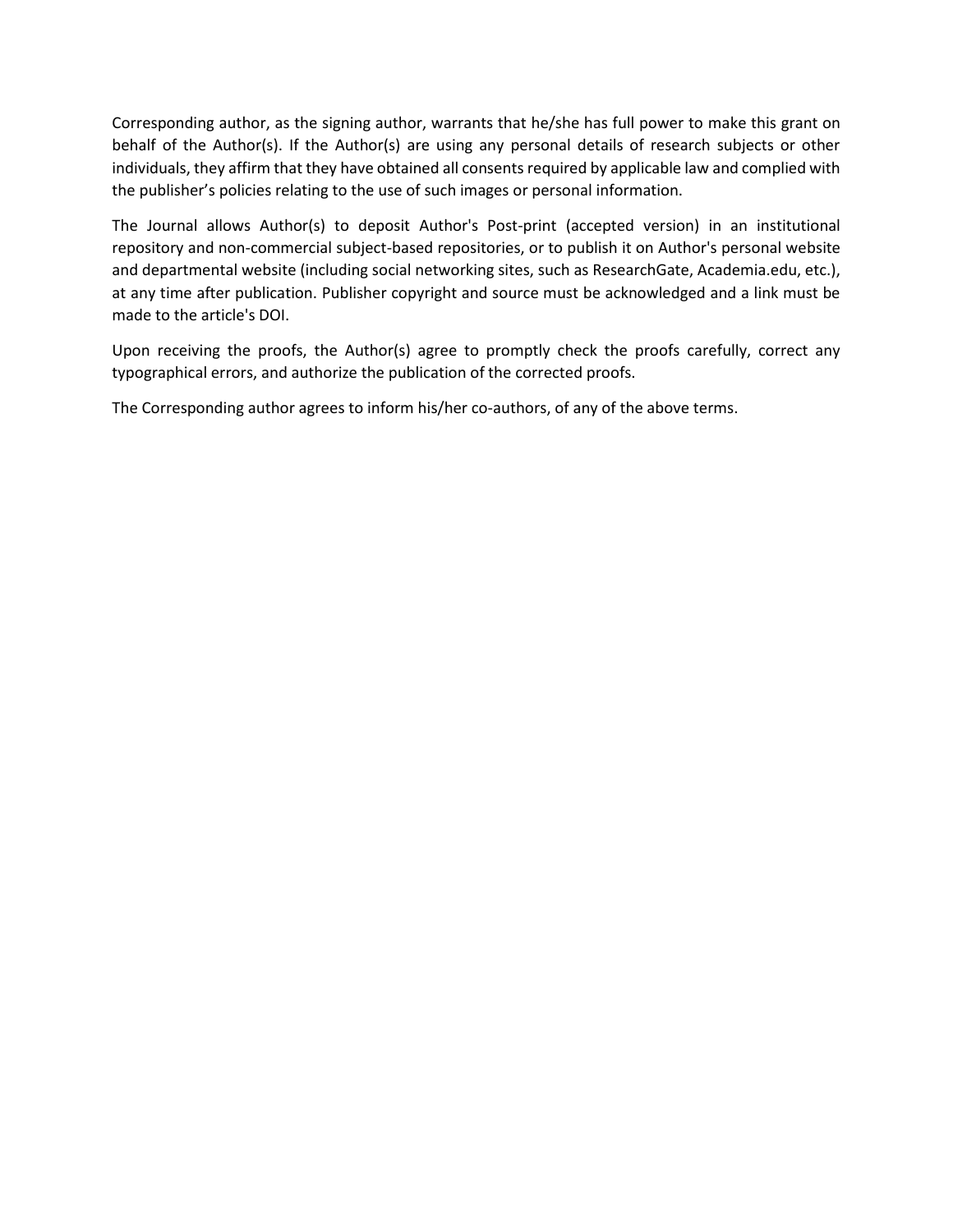Corresponding author, as the signing author, warrants that he/she has full power to make this grant on behalf of the Author(s). If the Author(s) are using any personal details of research subjects or other individuals, they affirm that they have obtained all consents required by applicable law and complied with the publisher's policies relating to the use of such images or personal information.

The Journal allows Author(s) to deposit Author's Post-print (accepted version) in an institutional repository and non-commercial subject-based repositories, or to publish it on Author's personal website and departmental website (including social networking sites, such as ResearchGate, Academia.edu, etc.), at any time after publication. Publisher copyright and source must be acknowledged and a link must be made to the article's DOI.

Upon receiving the proofs, the Author(s) agree to promptly check the proofs carefully, correct any typographical errors, and authorize the publication of the corrected proofs.

The Corresponding author agrees to inform his/her co-authors, of any of the above terms.